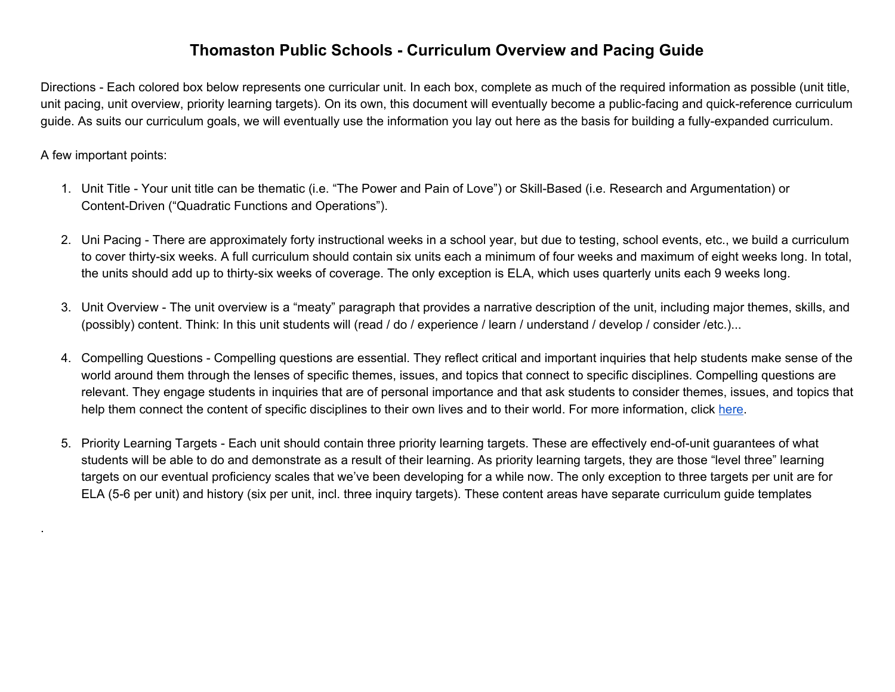# Thomaston Public Schools - Curriculum Overview and Pacing Guide

Directions - Each colored box below represents one curricular unit. In each box, complete as much of the required information as possible (unit title, unit pacing, unit overview, priority learning targets). On its own, this document will eventually become a public-facing and quick-reference curriculum guide. As suits our curriculum goals, we will eventually use the information you lay out here as the basis for building a fully-expanded curriculum.

A few important points:

1. Unit Title - Your unit title can be thematic (i.e. "The Power and Pain of Love") or Skill-Based (i.e. Research and Argumentation) or Content-Driven ("Quadratic Functions and Operations").

2. Uni Pacing - There are approximately forty instructional weeks in a school year, but due to testing, school events, etc., we build a curriculum to cover thirty-six weeks. A full curriculum should contain six units each a minimum of four weeks and maximum of eight weeks long. In total, the units should add up to thirty-six weeks of coverage. The only exception is ELA, which uses quarterly units each 9 weeks long.

3. Unit Overview - The unit overview is a "meaty" paragraph that provides a narrative description of the unit, including major themes, skills, and (possibly) content. Think: In this unit students will (read / do / experience / learn / understand / develop / consider /etc.)...

4. Compelling Questions - Compelling questions are essential. They reflect critical and important inquiries that help students make sense of the world around them through the lenses of specific themes, issues, and topics that connect to specific disciplines. Compelling questions are relevant. They engage students in inquiries that are of personal importance and that ask students to consider themes, issues, and topics that help them connect the content of specific disciplines to their own lives and to their world. For more information, click here.

5. Priority Learning Targets - Each unit should contain three priority learning targets. These are effectively end-of-unit guarantees of what students will be able to do and demonstrate as a result of their learning. As priority learning targets, they are those "level three" learning targets on our eventual proficiency scales that we've been developing for a while now. The only exception to three targets per unit are for ELA (5-6 per unit) and history (six per unit, incl. three inquiry targets). These content areas have separate curriculum guide templates

.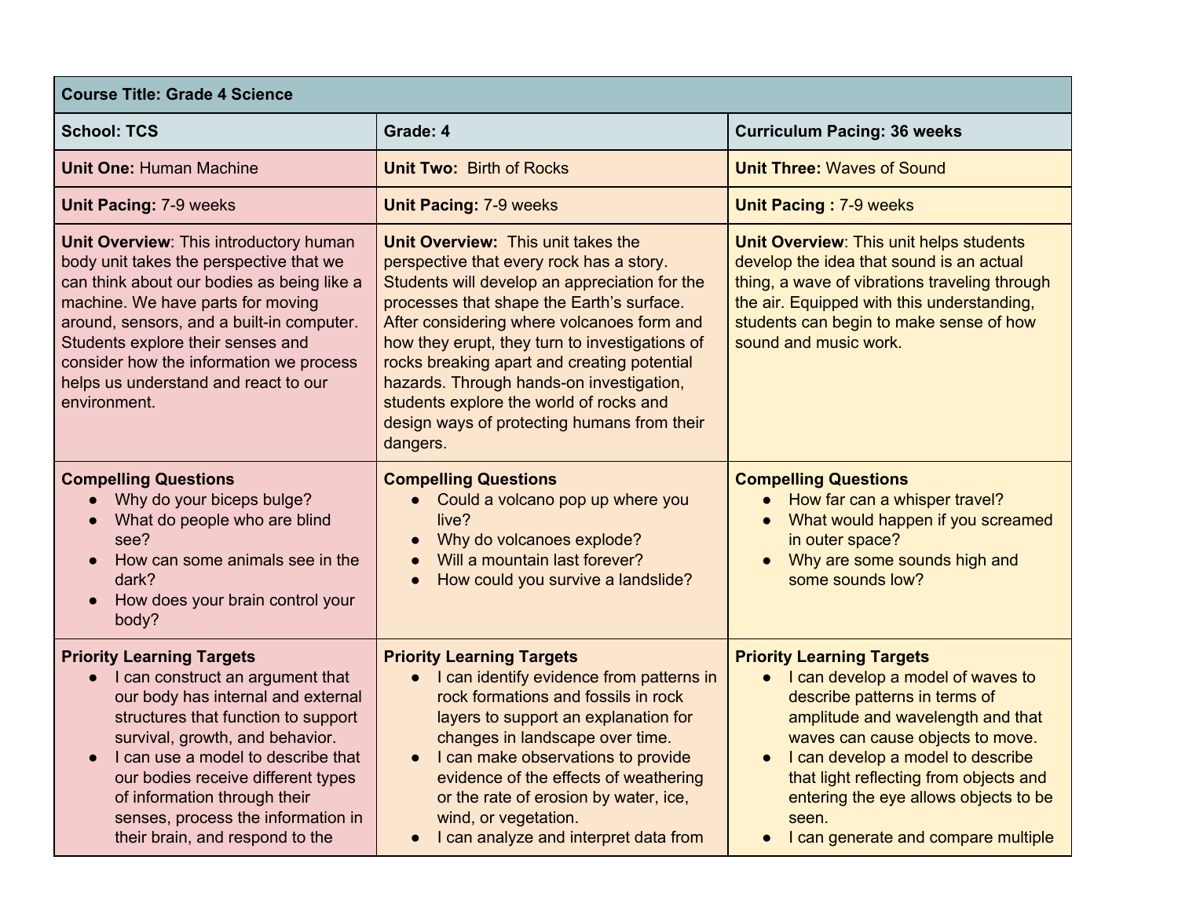| Course Title: Grade 4 Science | | |
|---|---|---|
| **School: TCS** | **Grade: 4** | **Curriculum Pacing: 36 weeks** |
| **Unit One:** Human Machine | **Unit Two:** Birth of Rocks | **Unit Three:** Waves of Sound |
| **Unit Pacing:** 7-9 weeks | **Unit Pacing:** 7-9 weeks | **Unit Pacing :** 7-9 weeks |
| **Unit Overview**: This introductory human body unit takes the perspective that we can think about our bodies as being like a machine. We have parts for moving around, sensors, and a built-in computer. Students explore their senses and consider how the information we process helps us understand and react to our environment. | **Unit Overview:** This unit takes the perspective that every rock has a story. Students will develop an appreciation for the processes that shape the Earth's surface. After considering where volcanoes form and how they erupt, they turn to investigations of rocks breaking apart and creating potential hazards. Through hands-on investigation, students explore the world of rocks and design ways of protecting humans from their dangers. | **Unit Overview**: This unit helps students develop the idea that sound is an actual thing, a wave of vibrations traveling through the air. Equipped with this understanding, students can begin to make sense of how sound and music work. |
| **Compelling Questions**<br>• Why do your biceps bulge?<br>• What do people who are blind see?<br>• How can some animals see in the dark?<br>• How does your brain control your body? | **Compelling Questions**<br>• Could a volcano pop up where you live?<br>• Why do volcanoes explode?<br>• Will a mountain last forever?<br>• How could you survive a landslide? | **Compelling Questions**<br>• How far can a whisper travel?<br>• What would happen if you screamed in outer space?<br>• Why are some sounds high and some sounds low? |
| **Priority Learning Targets**<br>• I can construct an argument that our body has internal and external structures that function to support survival, growth, and behavior.<br>• I can use a model to describe that our bodies receive different types of information through their senses, process the information in their brain, and respond to the | **Priority Learning Targets**<br>• I can identify evidence from patterns in rock formations and fossils in rock layers to support an explanation for changes in landscape over time.<br>• I can make observations to provide evidence of the effects of weathering or the rate of erosion by water, ice, wind, or vegetation.<br>• I can analyze and interpret data from | **Priority Learning Targets**<br>• I can develop a model of waves to describe patterns in terms of amplitude and wavelength and that waves can cause objects to move.<br>• I can develop a model to describe that light reflecting from objects and entering the eye allows objects to be seen.<br>• I can generate and compare multiple |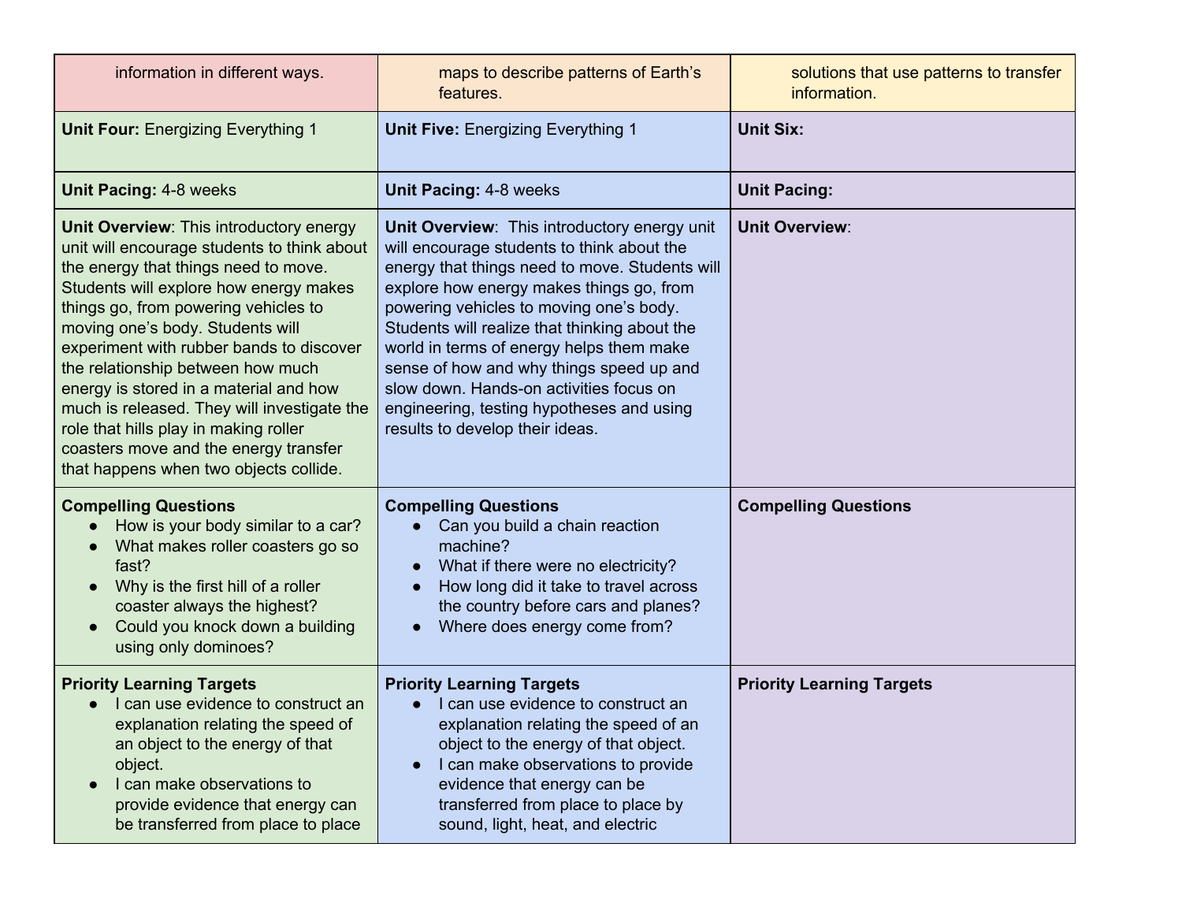| information in different ways. | maps to describe patterns of Earth's features. | solutions that use patterns to transfer information. |
| --- | --- | --- |
| **Unit Four:** Energizing Everything 1 | **Unit Five:** Energizing Everything 1 | **Unit Six:** |
| **Unit Pacing:** 4-8 weeks | **Unit Pacing:** 4-8 weeks | **Unit Pacing:** |
| **Unit Overview**: This introductory energy unit will encourage students to think about the energy that things need to move. Students will explore how energy makes things go, from powering vehicles to moving one's body. Students will experiment with rubber bands to discover the relationship between how much energy is stored in a material and how much is released. They will investigate the role that hills play in making roller coasters move and the energy transfer that happens when two objects collide. | **Unit Overview**: This introductory energy unit will encourage students to think about the energy that things need to move. Students will explore how energy makes things go, from powering vehicles to moving one's body. Students will realize that thinking about the world in terms of energy helps them make sense of how and why things speed up and slow down. Hands-on activities focus on engineering, testing hypotheses and using results to develop their ideas. | **Unit Overview**: |
| **Compelling Questions**<br>• How is your body similar to a car?<br>• What makes roller coasters go so fast?<br>• Why is the first hill of a roller coaster always the highest?<br>• Could you knock down a building using only dominoes? | **Compelling Questions**<br>• Can you build a chain reaction machine?<br>• What if there were no electricity?<br>• How long did it take to travel across the country before cars and planes?<br>• Where does energy come from? | **Compelling Questions** |
| **Priority Learning Targets**<br>• I can use evidence to construct an explanation relating the speed of an object to the energy of that object.<br>• I can make observations to provide evidence that energy can be transferred from place to place | **Priority Learning Targets**<br>• I can use evidence to construct an explanation relating the speed of an object to the energy of that object.<br>• I can make observations to provide evidence that energy can be transferred from place to place by sound, light, heat, and electric | **Priority Learning Targets** |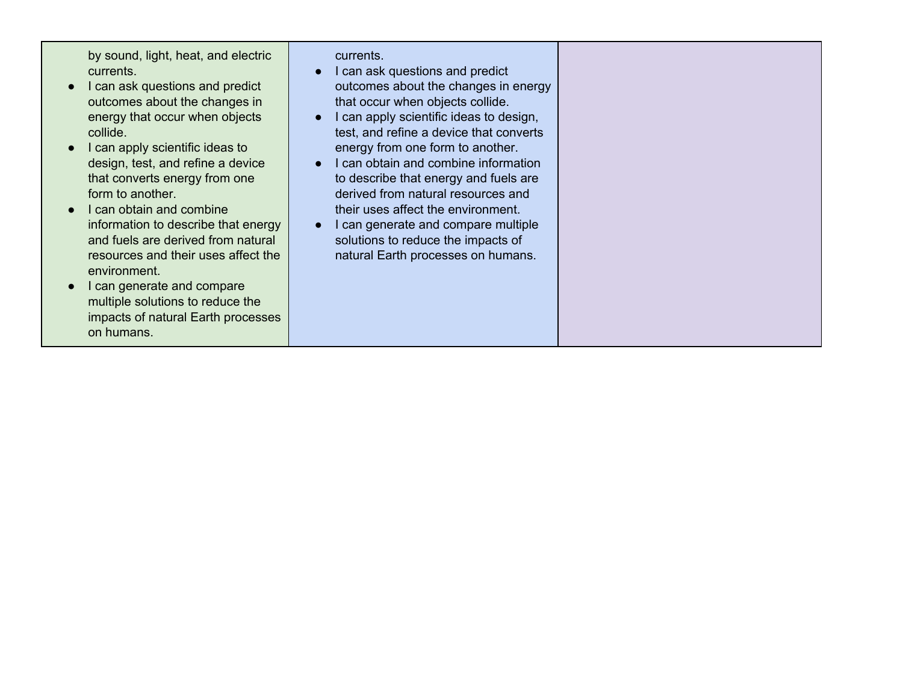| | | |
|---|---|---|
| by sound, light, heat, and electric currents.<br>● I can ask questions and predict outcomes about the changes in energy that occur when objects collide.<br>● I can apply scientific ideas to design, test, and refine a device that converts energy from one form to another.<br>● I can obtain and combine information to describe that energy and fuels are derived from natural resources and their uses affect the environment.<br>● I can generate and compare multiple solutions to reduce the impacts of natural Earth processes on humans. | currents.<br>● I can ask questions and predict outcomes about the changes in energy that occur when objects collide.<br>● I can apply scientific ideas to design, test, and refine a device that converts energy from one form to another.<br>● I can obtain and combine information to describe that energy and fuels are derived from natural resources and their uses affect the environment.<br>● I can generate and compare multiple solutions to reduce the impacts of natural Earth processes on humans. | |